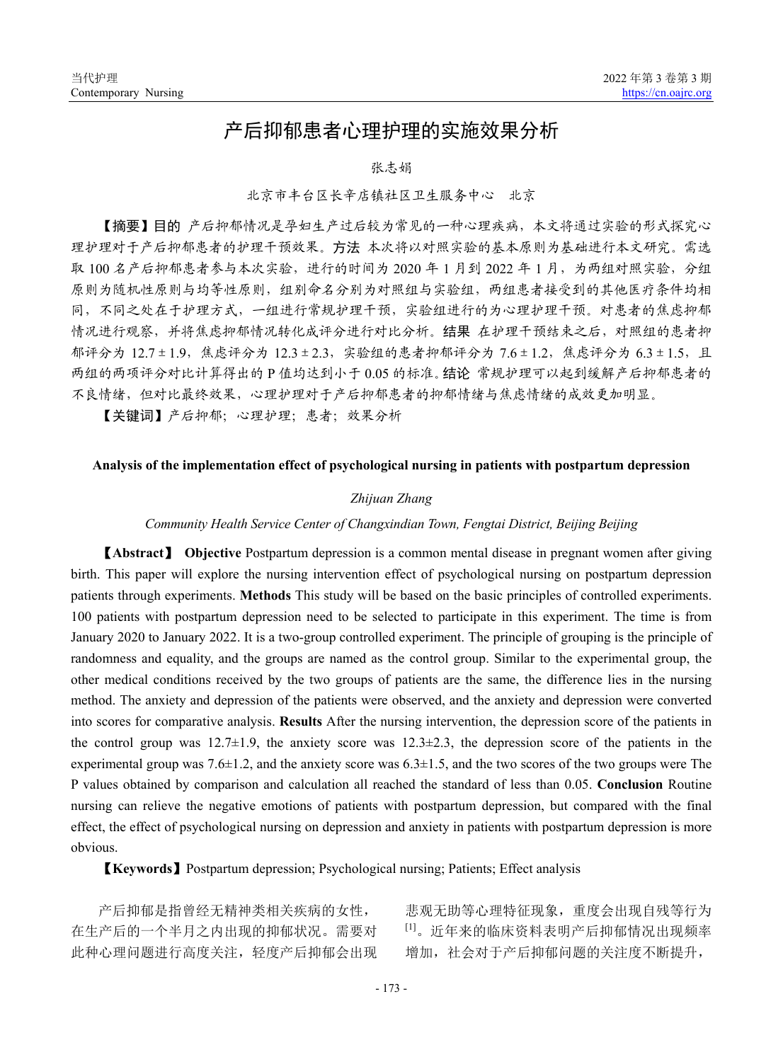# 产后抑郁患者心理护理的实施效果分析

张志娟

北京市丰台区长辛店镇社区卫生服务中心　北京

【**摘要**】**目的** 产后抑郁情况是孕妇生产过后较为常见的一种心理疾病，本文将通过实验的形式探究心理护理对于产后抑郁患者的护理干预效果。**方法** 本次将以对照实验的基本原则为基础进行本文研究。需选取100名产后抑郁患者参与本次实验，进行的时间为2020年1月到2022年1月，为两组对照实验，分组原则为随机性原则与均等性原则，组别命名分别为对照组与实验组，两组患者接受到的其他医疗条件均相同，不同之处在于护理方式，一组进行常规护理干预，实验组进行的为心理护理干预。对患者的焦虑抑郁情况进行观察，并将焦虑抑郁情况转化成评分进行对比分析。**结果** 在护理干预结束之后，对照组的患者抑郁评分为 12.7±1.9，焦虑评分为 12.3±2.3，实验组的患者抑郁评分为 7.6±1.2，焦虑评分为 6.3±1.5，且两组的两项评分对比计算得出的P值均达到小于0.05的标准。**结论** 常规护理可以起到缓解产后抑郁患者的不良情绪，但对比最终效果，心理护理对于产后抑郁患者的抑郁情绪与焦虑情绪的成效更加明显。

【**关键词**】产后抑郁；心理护理；患者；效果分析

## Analysis of the implementation effect of psychological nursing in patients with postpartum depression

*Zhijuan Zhang*

*Community Health Service Center of Changxindian Town, Fengtai District, Beijing Beijing*

【**Abstract**】 **Objective** Postpartum depression is a common mental disease in pregnant women after giving birth. This paper will explore the nursing intervention effect of psychological nursing on postpartum depression patients through experiments. **Methods** This study will be based on the basic principles of controlled experiments. 100 patients with postpartum depression need to be selected to participate in this experiment. The time is from January 2020 to January 2022. It is a two-group controlled experiment. The principle of grouping is the principle of randomness and equality, and the groups are named as the control group. Similar to the experimental group, the other medical conditions received by the two groups of patients are the same, the difference lies in the nursing method. The anxiety and depression of the patients were observed, and the anxiety and depression were converted into scores for comparative analysis. **Results** After the nursing intervention, the depression score of the patients in the control group was 12.7±1.9, the anxiety score was 12.3±2.3, the depression score of the patients in the experimental group was 7.6±1.2, and the anxiety score was 6.3±1.5, and the two scores of the two groups were The P values obtained by comparison and calculation all reached the standard of less than 0.05. **Conclusion** Routine nursing can relieve the negative emotions of patients with postpartum depression, but compared with the final effect, the effect of psychological nursing on depression and anxiety in patients with postpartum depression is more obvious.

【**Keywords**】Postpartum depression; Psychological nursing; Patients; Effect analysis

产后抑郁是指曾经无精神类相关疾病的女性，在生产后的一个半月之内出现的抑郁状况。需要对此种心理问题进行高度关注，轻度产后抑郁会出现悲观无助等心理特征现象，重度会出现自残等行为[1]。近年来的临床资料表明产后抑郁情况出现频率增加，社会对于产后抑郁问题的关注度不断提升，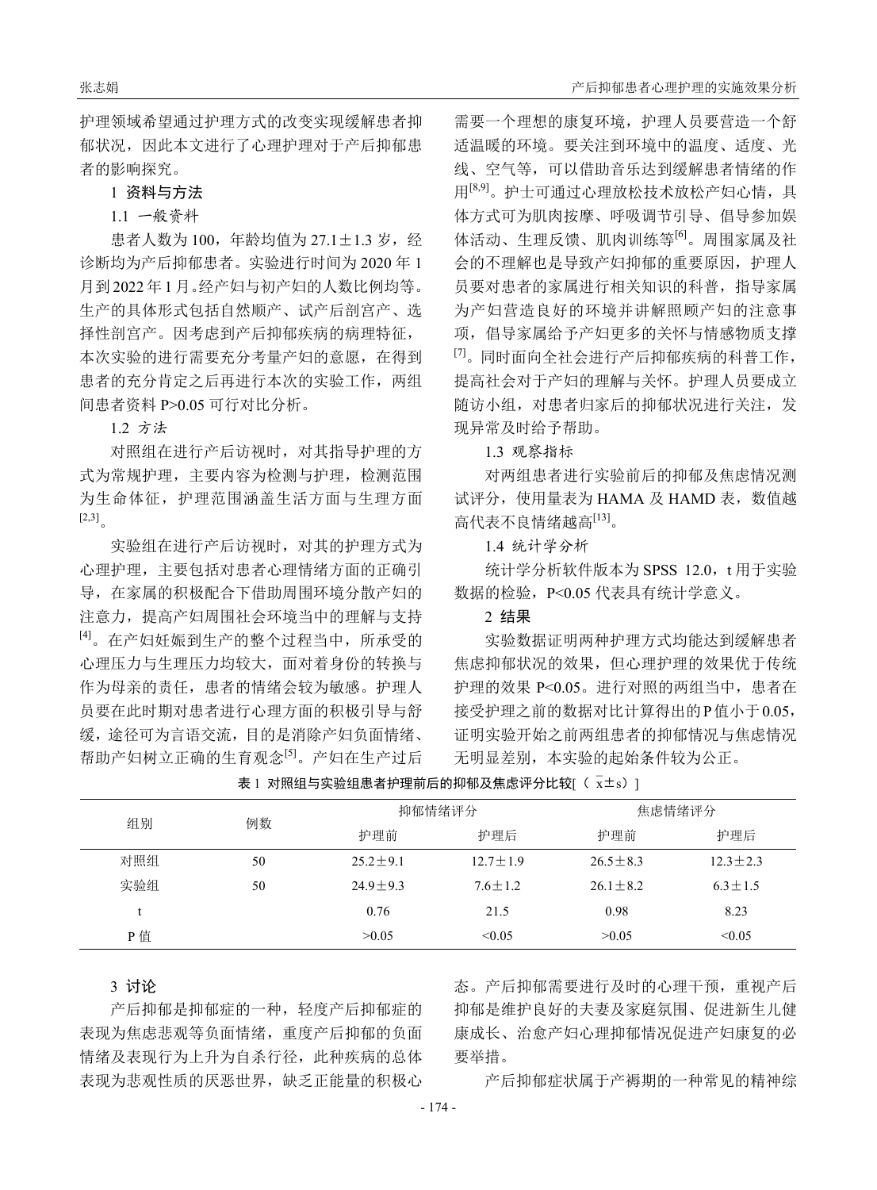护理领域希望通过护理方式的改变实现缓解患者抑郁状况，因此本文进行了心理护理对于产后抑郁患者的影响探究。

## 1 资料与方法

### 1.1 一般资料

患者人数为100，年龄均值为27.1±1.3岁，经诊断均为产后抑郁患者。实验进行时间为2020年1月到2022年1月。经产妇与初产妇的人数比例均等。生产的具体形式包括自然顺产、试产后剖宫产、选择性剖宫产。因考虑到产后抑郁疾病的病理特征，本次实验的进行需要充分考量产妇的意愿，在得到患者的充分肯定之后再进行本次的实验工作，两组间患者资料 P>0.05 可行对比分析。

### 1.2 方法

对照组在进行产后访视时，对其指导护理的方式为常规护理，主要内容为检测与护理，检测范围为生命体征，护理范围涵盖生活方面与生理方面[2,3]。

实验组在进行产后访视时，对其的护理方式为心理护理，主要包括对患者心理情绪方面的正确引导，在家属的积极配合下借助周围环境分散产妇的注意力，提高产妇周围社会环境当中的理解与支持[4]。在产妇妊娠到生产的整个过程当中，所承受的心理压力与生理压力均较大，面对着身份的转换与作为母亲的责任，患者的情绪会较为敏感。护理人员要在此时期对患者进行心理方面的积极引导与舒缓，途径可为言语交流，目的是消除产妇负面情绪、帮助产妇树立正确的生育观念[5]。产妇在生产过后需要一个理想的康复环境，护理人员要营造一个舒适温暖的环境。要关注到环境中的温度、适度、光线、空气等，可以借助音乐达到缓解患者情绪的作用[8,9]。护士可通过心理放松技术放松产妇心情，具体方式可为肌肉按摩、呼吸调节引导、倡导参加娱体活动、生理反馈、肌肉训练等[6]。周围家属及社会的不理解也是导致产妇抑郁的重要原因，护理人员要对患者的家属进行相关知识的科普，指导家属为产妇营造良好的环境并讲解照顾产妇的注意事项，倡导家属给予产妇更多的关怀与情感物质支撑[7]。同时面向全社会进行产后抑郁疾病的科普工作，提高社会对于产妇的理解与关怀。护理人员要成立随访小组，对患者归家后的抑郁状况进行关注，发现异常及时给予帮助。

### 1.3 观察指标

对两组患者进行实验前后的抑郁及焦虑情况测试评分，使用量表为 HAMA 及 HAMD 表，数值越高代表不良情绪越高[13]。

### 1.4 统计学分析

统计学分析软件版本为 SPSS 12.0，t 用于实验数据的检验，P<0.05 代表具有统计学意义。

## 2 结果

实验数据证明两种护理方式均能达到缓解患者焦虑抑郁状况的效果，但心理护理的效果优于传统护理的效果 P<0.05。进行对照的两组当中，患者在接受护理之前的数据对比计算得出的P值小于0.05，证明实验开始之前两组患者的抑郁情况与焦虑情况无明显差别，本实验的起始条件较为公正。

**表1 对照组与实验组患者护理前后的抑郁及焦虑评分比较[（$\bar{x}\pm s$）]**

| 组别 | 例数 | 抑郁情绪评分 | | 焦虑情绪评分 | |
|---|---|---|---|---|---|
| | | 护理前 | 护理后 | 护理前 | 护理后 |
| 对照组 | 50 | 25.2±9.1 | 12.7±1.9 | 26.5±8.3 | 12.3±2.3 |
| 实验组 | 50 | 24.9±9.3 | 7.6±1.2 | 26.1±8.2 | 6.3±1.5 |
| t | | 0.76 | 21.5 | 0.98 | 8.23 |
| P 值 | | >0.05 | <0.05 | >0.05 | <0.05 |

## 3 讨论

产后抑郁是抑郁症的一种，轻度产后抑郁症的表现为焦虑悲观等负面情绪，重度产后抑郁的负面情绪及表现行为上升为自杀行径，此种疾病的总体表现为悲观性质的厌恶世界，缺乏正能量的积极心态。产后抑郁需要进行及时的心理干预，重视产后抑郁是维护良好的夫妻及家庭氛围、促进新生儿健康成长、治愈产妇心理抑郁情况促进产妇康复的必要举措。

产后抑郁症状属于产褥期的一种常见的精神综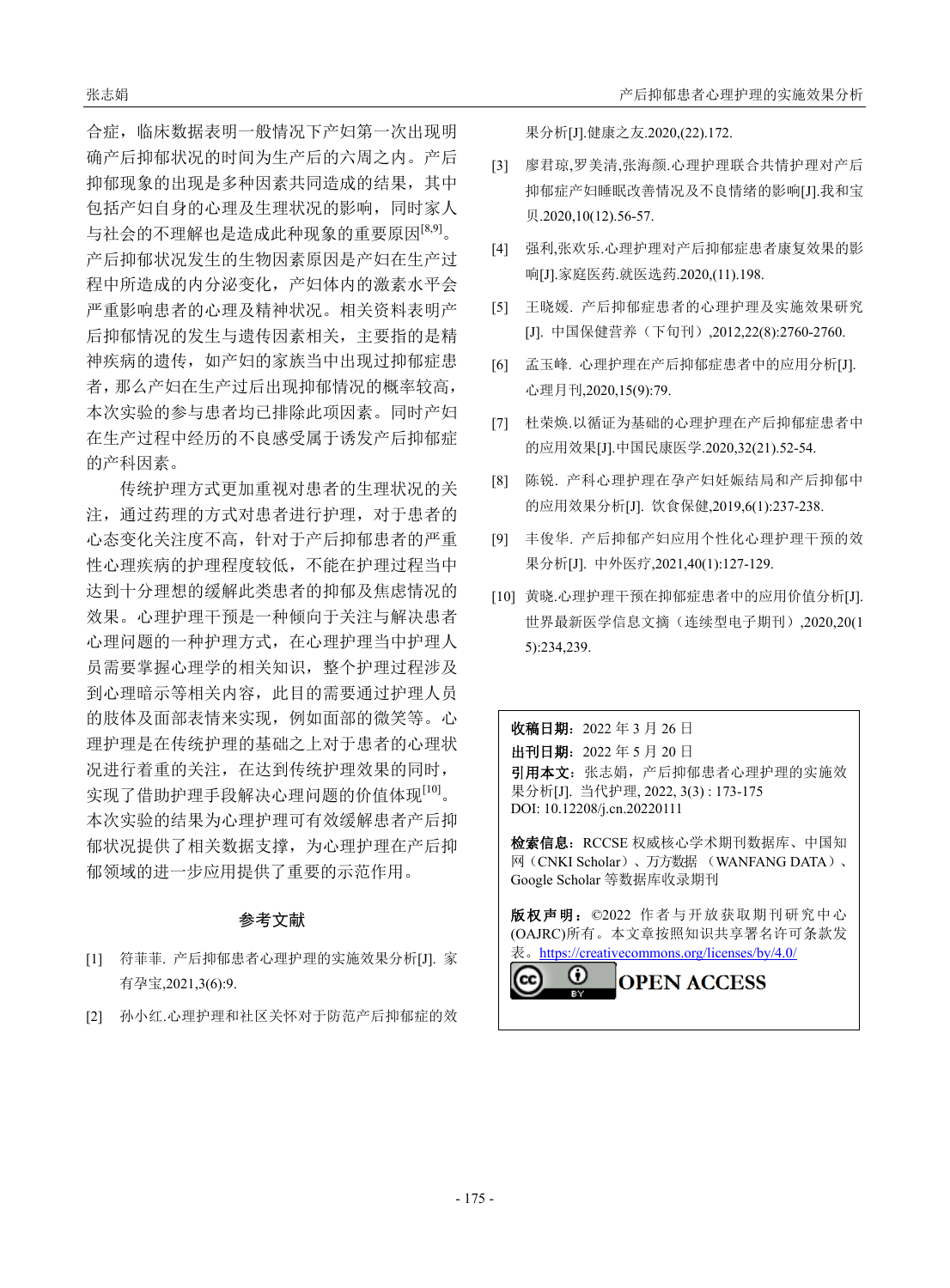合症，临床数据表明一般情况下产妇第一次出现明确产后抑郁状况的时间为生产后的六周之内。产后抑郁现象的出现是多种因素共同造成的结果，其中包括产妇自身的心理及生理状况的影响，同时家人与社会的不理解也是造成此种现象的重要原因[8,9]。产后抑郁状况发生的生物因素原因是产妇在生产过程中所造成的内分泌变化，产妇体内的激素水平会严重影响患者的心理及精神状况。相关资料表明产后抑郁情况的发生与遗传因素相关，主要指的是精神疾病的遗传，如产妇的家族当中出现过抑郁症患者，那么产妇在生产过后出现抑郁情况的概率较高，本次实验的参与患者均已排除此项因素。同时产妇在生产过程中经历的不良感受属于诱发产后抑郁症的产科因素。

传统护理方式更加重视对患者的生理状况的关注，通过药理的方式对患者进行护理，对于患者的心态变化关注度不高，针对于产后抑郁患者的严重性心理疾病的护理程度较低，不能在护理过程当中达到十分理想的缓解此类患者的抑郁及焦虑情况的效果。心理护理干预是一种倾向于关注与解决患者心理问题的一种护理方式，在心理护理当中护理人员需要掌握心理学的相关知识，整个护理过程涉及到心理暗示等相关内容，此目的需要通过护理人员的肢体及面部表情来实现，例如面部的微笑等。心理护理是在传统护理的基础之上对于患者的心理状况进行着重的关注，在达到传统护理效果的同时，实现了借助护理手段解决心理问题的价值体现[10]。本次实验的结果为心理护理可有效缓解患者产后抑郁状况提供了相关数据支撑，为心理护理在产后抑郁领域的进一步应用提供了重要的示范作用。

## 参考文献

[1] 符菲菲. 产后抑郁患者心理护理的实施效果分析[J]. 家有孕宝,2021,3(6):9.

[2] 孙小红.心理护理和社区关怀对于防范产后抑郁症的效果分析[J].健康之友.2020,(22).172.

[3] 廖君琼,罗美清,张海颜.心理护理联合共情护理对产后抑郁症产妇睡眠改善情况及不良情绪的影响[J].我和宝贝.2020,10(12).56-57.

[4] 强利,张欢乐.心理护理对产后抑郁症患者康复效果的影响[J].家庭医药.就医选药.2020,(11).198.

[5] 王晓媛. 产后抑郁症患者的心理护理及实施效果研究[J]. 中国保健营养（下旬刊）,2012,22(8):2760-2760.

[6] 孟玉峰. 心理护理在产后抑郁症患者中的应用分析[J]. 心理月刊,2020,15(9):79.

[7] 杜荣焕.以循证为基础的心理护理在产后抑郁症患者中的应用效果[J].中国民康医学.2020,32(21).52-54.

[8] 陈锐. 产科心理护理在孕产妇妊娠结局和产后抑郁中的应用效果分析[J]. 饮食保健,2019,6(1):237-238.

[9] 丰俊华. 产后抑郁产妇应用个性化心理护理干预的效果分析[J]. 中外医疗,2021,40(1):127-129.

[10] 黄晓.心理护理干预在抑郁症患者中的应用价值分析[J].世界最新医学信息文摘（连续型电子期刊）,2020,20(15):234,239.

**收稿日期**：2022 年 3 月 26 日
**出刊日期**：2022 年 5 月 20 日
**引用本文**：张志娟，产后抑郁患者心理护理的实施效果分析[J]. 当代护理, 2022, 3(3) : 173-175
DOI: 10.12208/j.cn.20220111

**检索信息**：RCCSE 权威核心学术期刊数据库、中国知网（CNKI Scholar）、万方数据 （WANFANG DATA）、Google Scholar 等数据库收录期刊

**版权声明**：©2022 作者与开放获取期刊研究中心(OAJRC)所有。本文章按照知识共享署名许可条款发表。https://creativecommons.org/licenses/by/4.0/

OPEN ACCESS